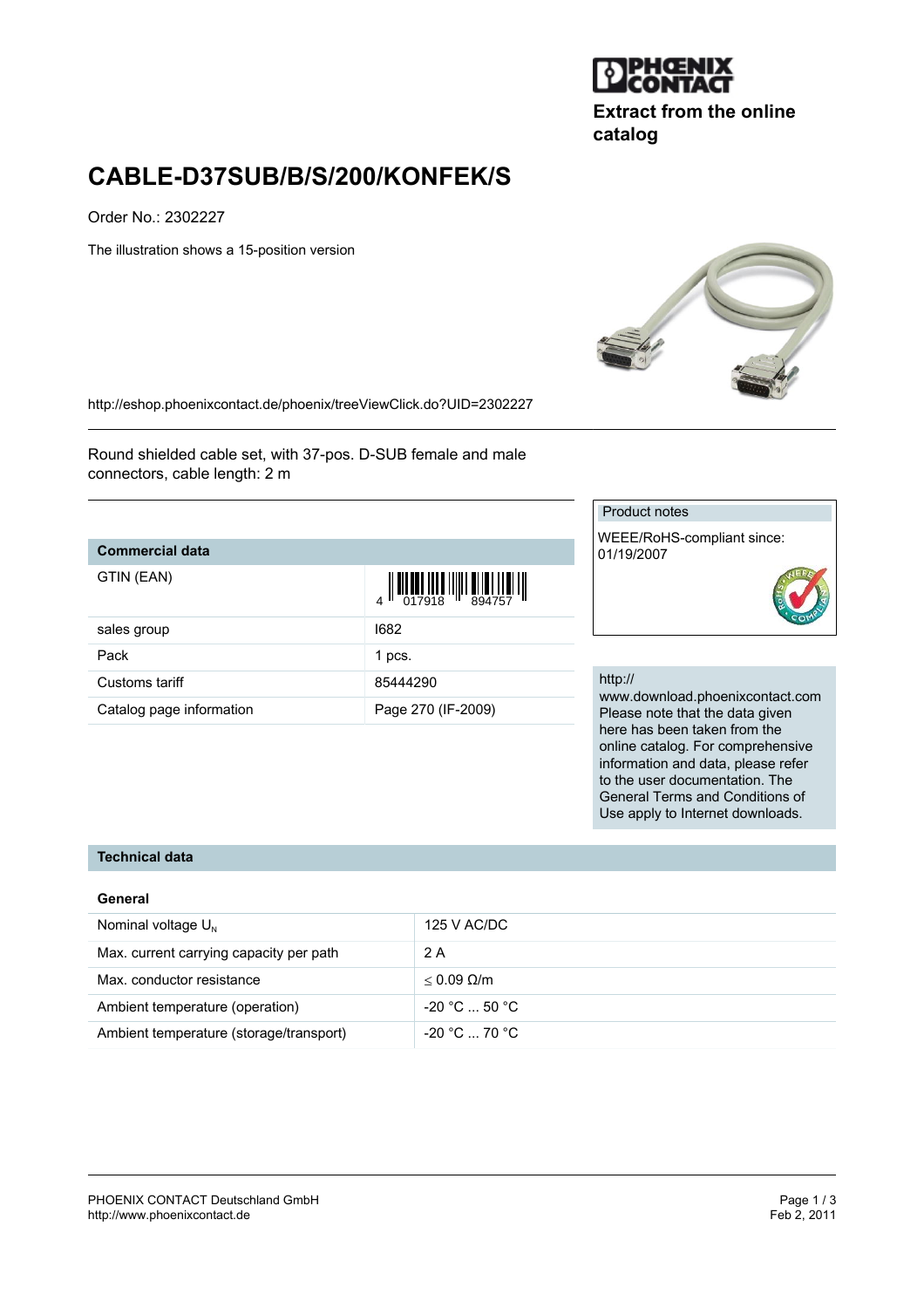**Extract from the online catalog**

# CABLE-D37SUB/B/S/200/KONFEK/S

Order No.: 2302227

The illustration shows a 15-position version

http://eshop.phoenixcontact.de/phoenix/treeViewClick.do?UID=2302227

Round shielded cable set, with 37-pos. D-SUB female and male connectors, cable length: 2 m

| Commercial data | |
|---|---|
| GTIN (EAN) | 4 017918 894757 |
| sales group | I682 |
| Pack | 1 pcs. |
| Customs tariff | 85444290 |
| Catalog page information | Page 270 (IF-2009) |

Product notes

WEEE/RoHS-compliant since: 01/19/2007

http://www.download.phoenixcontact.com
Please note that the data given here has been taken from the online catalog. For comprehensive information and data, please refer to the user documentation. The General Terms and Conditions of Use apply to Internet downloads.

## Technical data

### General

| | |
|---|---|
| Nominal voltage $U_N$ | 125 V AC/DC |
| Max. current carrying capacity per path | 2 A |
| Max. conductor resistance | $\leq$ 0.09 Ω/m |
| Ambient temperature (operation) | -20 °C ... 50 °C |
| Ambient temperature (storage/transport) | -20 °C ... 70 °C |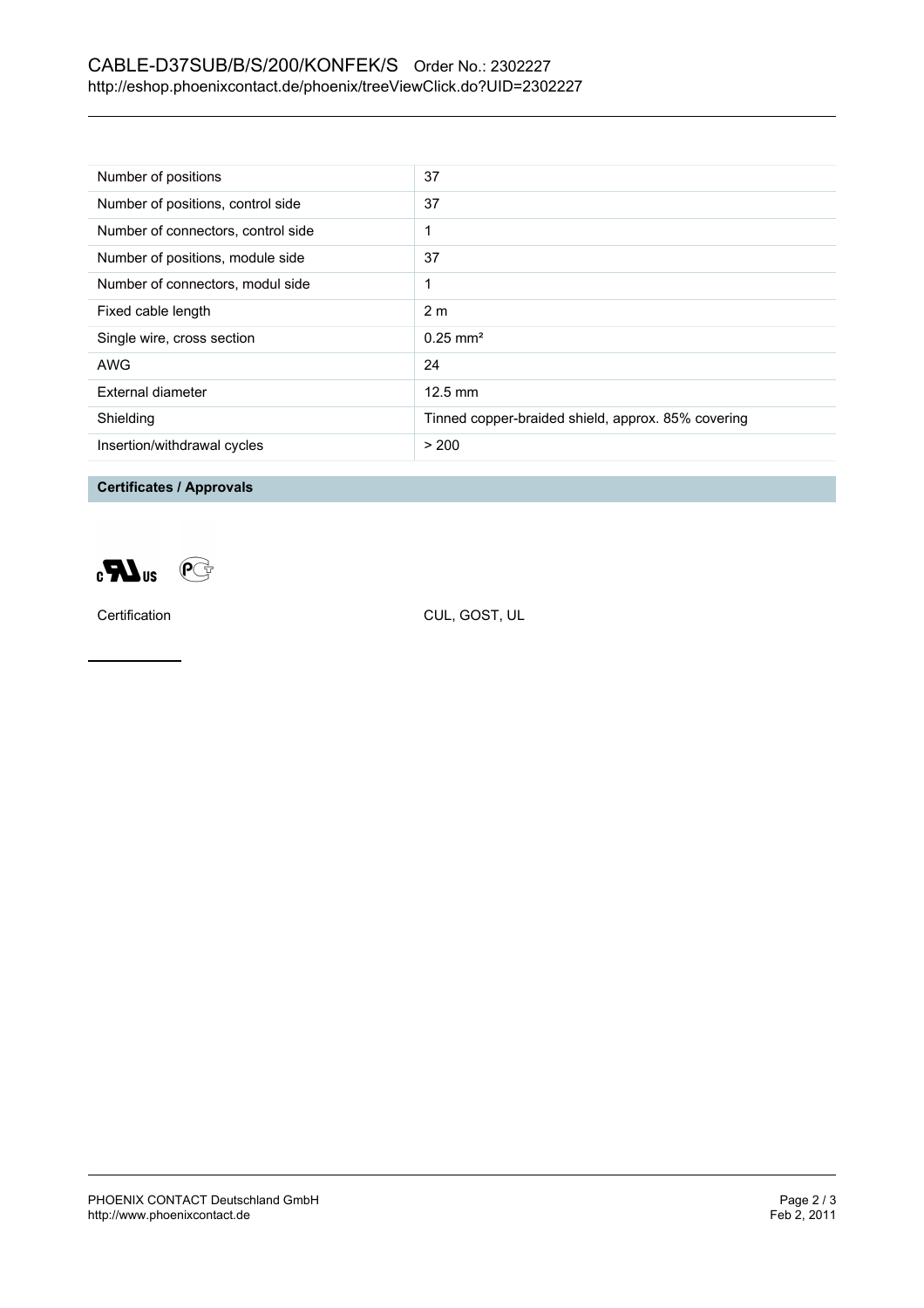| Number of positions | 37 |
|---|---|
| Number of positions, control side | 37 |
| Number of connectors, control side | 1 |
| Number of positions, module side | 37 |
| Number of connectors, modul side | 1 |
| Fixed cable length | 2 m |
| Single wire, cross section | 0.25 mm² |
| AWG | 24 |
| External diameter | 12.5 mm |
| Shielding | Tinned copper-braided shield, approx. 85% covering |
| Insertion/withdrawal cycles | > 200 |

## Certificates / Approvals

Certification CUL, GOST, UL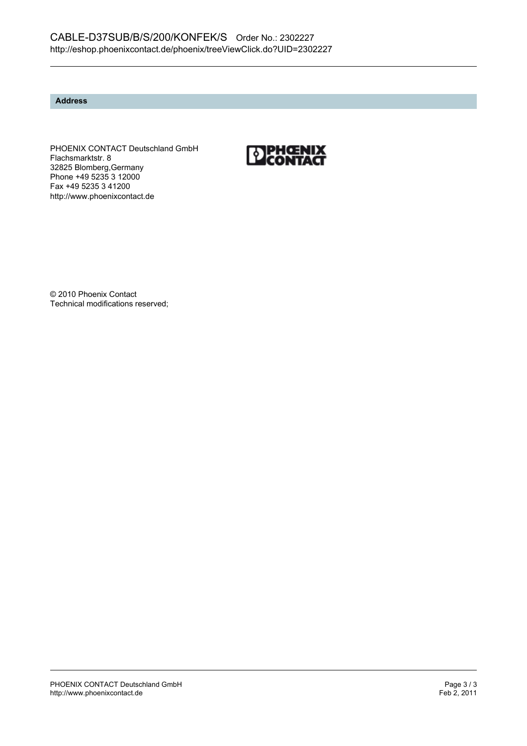## Address

PHOENIX CONTACT Deutschland GmbH
Flachsmarktstr. 8
32825 Blomberg,Germany
Phone +49 5235 3 12000
Fax +49 5235 3 41200
http://www.phoenixcontact.de

© 2010 Phoenix Contact
Technical modifications reserved;